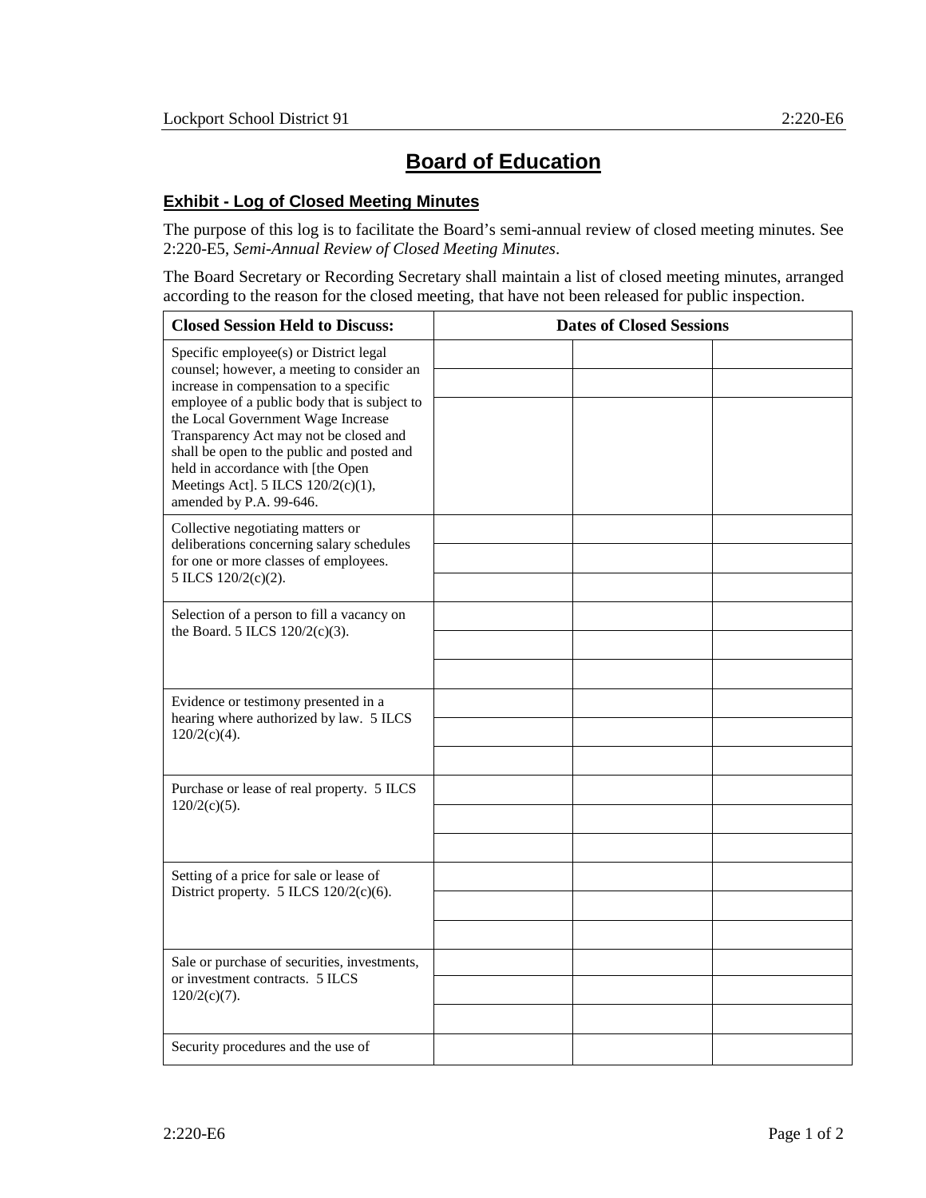# Board of Education

## Exhibit - Log of Closed Meeting Minutes

The purpose of this log is to facilitate the Board's semi-annual review of closed meeting minutes. See 2:220-E5, *Semi-Annual Review of Closed Meeting Minutes*.

The Board Secretary or Recording Secretary shall maintain a list of closed meeting minutes, arranged according to the reason for the closed meeting, that have not been released for public inspection.

| Closed Session Held to Discuss: | Dates of Closed Sessions | | |
|---|---|---|---|
| Specific employee(s) or District legal counsel; however, a meeting to consider an increase in compensation to a specific employee of a public body that is subject to the Local Government Wage Increase Transparency Act may not be closed and shall be open to the public and posted and held in accordance with [the Open Meetings Act]. 5 ILCS 120/2(c)(1), amended by P.A. 99-646. | | | |
| | | | |
| | | | |
| Collective negotiating matters or deliberations concerning salary schedules for one or more classes of employees. 5 ILCS 120/2(c)(2). | | | |
| | | | |
| | | | |
| Selection of a person to fill a vacancy on the Board. 5 ILCS 120/2(c)(3). | | | |
| | | | |
| | | | |
| Evidence or testimony presented in a hearing where authorized by law. 5 ILCS 120/2(c)(4). | | | |
| | | | |
| | | | |
| Purchase or lease of real property. 5 ILCS 120/2(c)(5). | | | |
| | | | |
| | | | |
| Setting of a price for sale or lease of District property. 5 ILCS 120/2(c)(6). | | | |
| | | | |
| | | | |
| Sale or purchase of securities, investments, or investment contracts. 5 ILCS 120/2(c)(7). | | | |
| | | | |
| | | | |
| Security procedures and the use of | | | |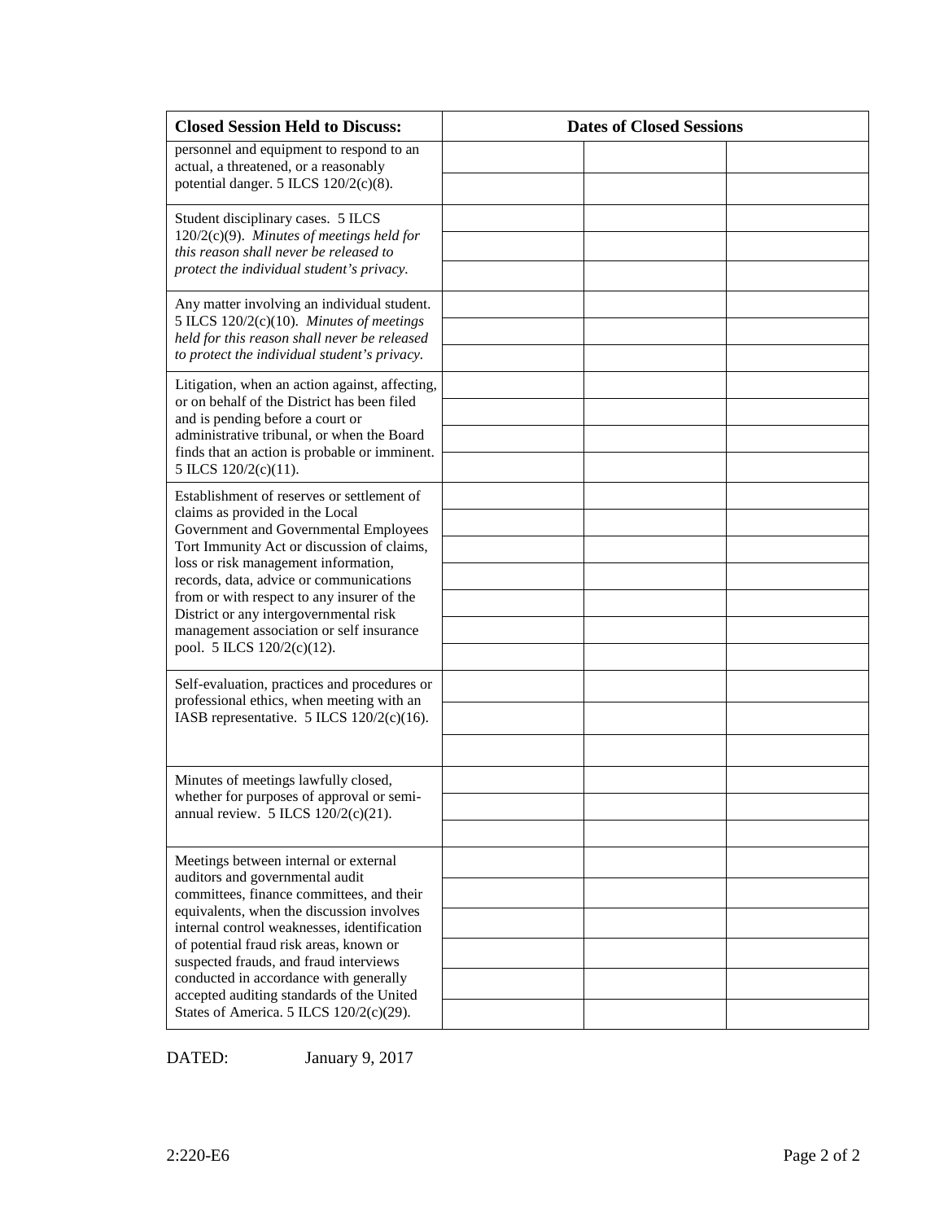| Closed Session Held to Discuss: | Dates of Closed Sessions | | |
|---|---|---|---|
| personnel and equipment to respond to an actual, a threatened, or a reasonably potential danger. 5 ILCS 120/2(c)(8). | | | |
| | | | |
| Student disciplinary cases. 5 ILCS 120/2(c)(9). *Minutes of meetings held for this reason shall never be released to protect the individual student's privacy.* | | | |
| | | | |
| | | | |
| Any matter involving an individual student. 5 ILCS 120/2(c)(10). *Minutes of meetings held for this reason shall never be released to protect the individual student's privacy.* | | | |
| | | | |
| | | | |
| Litigation, when an action against, affecting, or on behalf of the District has been filed and is pending before a court or administrative tribunal, or when the Board finds that an action is probable or imminent. 5 ILCS 120/2(c)(11). | | | |
| | | | |
| | | | |
| | | | |
| Establishment of reserves or settlement of claims as provided in the Local Government and Governmental Employees Tort Immunity Act or discussion of claims, loss or risk management information, records, data, advice or communications from or with respect to any insurer of the District or any intergovernmental risk management association or self insurance pool. 5 ILCS 120/2(c)(12). | | | |
| | | | |
| | | | |
| | | | |
| | | | |
| | | | |
| | | | |
| Self-evaluation, practices and procedures or professional ethics, when meeting with an IASB representative. 5 ILCS 120/2(c)(16). | | | |
| | | | |
| | | | |
| Minutes of meetings lawfully closed, whether for purposes of approval or semi-annual review. 5 ILCS 120/2(c)(21). | | | |
| | | | |
| | | | |
| Meetings between internal or external auditors and governmental audit committees, finance committees, and their equivalents, when the discussion involves internal control weaknesses, identification of potential fraud risk areas, known or suspected frauds, and fraud interviews conducted in accordance with generally accepted auditing standards of the United States of America. 5 ILCS 120/2(c)(29). | | | |
| | | | |
| | | | |
| | | | |
| | | | |
| | | | |

DATED: January 9, 2017

2:220-E6